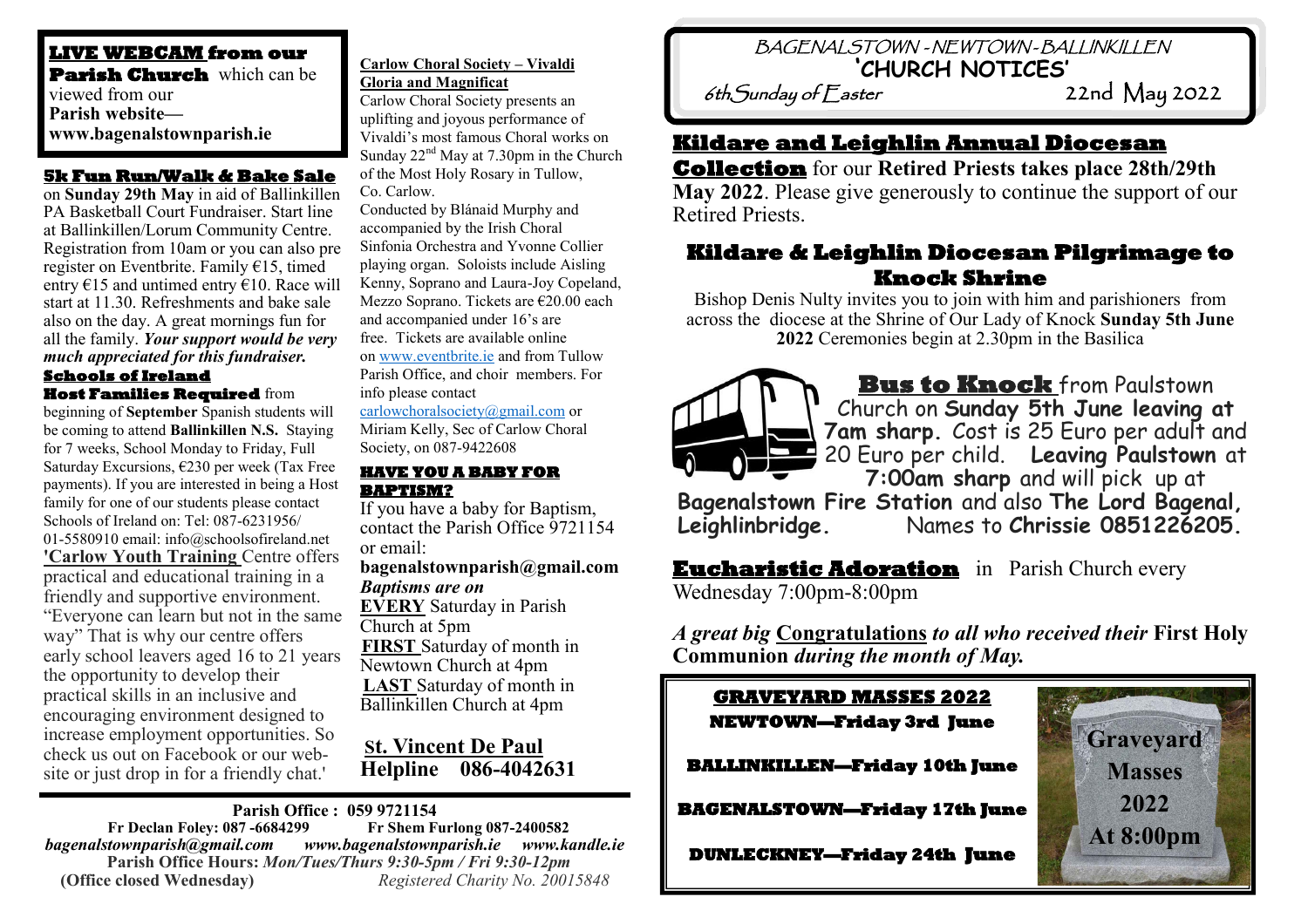# BAGENALSTOWN - NEWTOWN - BALLINKILLEN

## 'CHURCH NOTICES'

6th Sunday of Easter 22nd May 2022

**Kildare and Leighlin Annual Diocesan Collection** for our **Retired Priests takes place 28th/29th May 2022**. Please give generously to continue the support of our Retired Priests.

## Kildare & Leighlin Diocesan Pilgrimage to Knock Shrine

Bishop Denis Nulty invites you to join with him and parishioners from across the diocese at the Shrine of Our Lady of Knock **Sunday 5th June 2022** Ceremonies begin at 2.30pm in the Basilica

**Bus to Knock** from Paulstown Church on **Sunday 5th June leaving at 7am sharp.** Cost is 25 Euro per adult and 20 Euro per child. **Leaving Paulstown** at **7:00am sharp** and will pick up at **Bagenalstown Fire Station** and also **The Lord Bagenal, Leighlinbridge.** Names to **Chrissie 0851226205.**

**Eucharistic Adoration** in Parish Church every Wednesday 7:00pm-8:00pm

*A great big* **Congratulations** *to all who received their* **First Holy Communion** *during the month of May.*

### GRAVEYARD MASSES 2022

**NEWTOWN—Friday 3rd June**

**BALLINKILLEN—Friday 10th June**

**BAGENALSTOWN—Friday 17th June**

**DUNLECKNEY—Friday 24th June**

**Graveyard Masses 2022 At 8:00pm**

**LIVE WEBCAM from our Parish Church** which can be viewed from our **Parish website— www.bagenalstownparish.ie**

**5k Fun Run/Walk & Bake Sale** on **Sunday 29th May** in aid of Ballinkillen PA Basketball Court Fundraiser. Start line at Ballinkillen/Lorum Community Centre. Registration from 10am or you can also pre register on Eventbrite. Family €15, timed entry €15 and untimed entry €10. Race will start at 11.30. Refreshments and bake sale also on the day. A great mornings fun for all the family. ***Your support would be very much appreciated for this fundraiser.***

**Schools of Ireland Host Families Required** from beginning of **September** Spanish students will be coming to attend **Ballinkillen N.S.** Staying for 7 weeks, School Monday to Friday, Full Saturday Excursions, €230 per week (Tax Free payments). If you are interested in being a Host family for one of our students please contact Schools of Ireland on: Tel: 087-6231956/ 01-5580910 email: info@schoolsofireland.net

**'Carlow Youth Training** Centre offers practical and educational training in a friendly and supportive environment. "Everyone can learn but not in the same way" That is why our centre offers early school leavers aged 16 to 21 years the opportunity to develop their practical skills in an inclusive and encouraging environment designed to increase employment opportunities. So check us out on Facebook or our website or just drop in for a friendly chat.'

**Carlow Choral Society – Vivaldi Gloria and Magnificat**

Carlow Choral Society presents an uplifting and joyous performance of Vivaldi's most famous Choral works on Sunday 22nd May at 7.30pm in the Church of the Most Holy Rosary in Tullow, Co. Carlow.

Conducted by Blánaid Murphy and accompanied by the Irish Choral Sinfonia Orchestra and Yvonne Collier playing organ. Soloists include Aisling Kenny, Soprano and Laura-Joy Copeland, Mezzo Soprano. Tickets are €20.00 each and accompanied under 16's are free. Tickets are available online on www.eventbrite.ie and from Tullow Parish Office, and choir members. For info please contact carlowchoralsociety@gmail.com or Miriam Kelly, Sec of Carlow Choral Society, on 087-9422608

**HAVE YOU A BABY FOR BAPTISM?**

If you have a baby for Baptism, contact the Parish Office 9721154 or email:
**bagenalstownparish@gmail.com**

***Baptisms are on***
**EVERY** Saturday in Parish Church at 5pm
**FIRST** Saturday of month in Newtown Church at 4pm
**LAST** Saturday of month in Ballinkillen Church at 4pm

**St. Vincent De Paul Helpline 086-4042631**

**Parish Office : 059 9721154**
**Fr Declan Foley: 087 -6684299** **Fr Shem Furlong 087-2400582**
*bagenalstownparish@gmail.com www.bagenalstownparish.ie www.kandle.ie*
**Parish Office Hours:** *Mon/Tues/Thurs 9:30-5pm / Fri 9:30-12pm*
**(Office closed Wednesday)** *Registered Charity No. 20015848*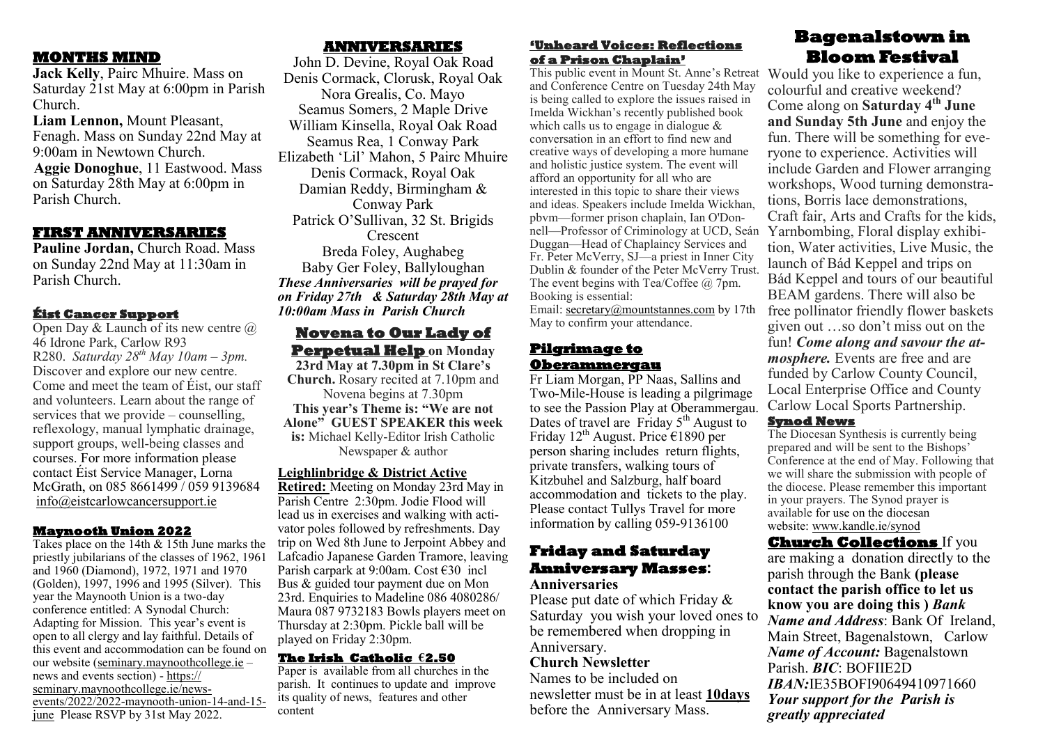## MONTHS MIND

**Jack Kelly**, Pairc Mhuire. Mass on Saturday 21st May at 6:00pm in Parish Church.

**Liam Lennon,** Mount Pleasant, Fenagh. Mass on Sunday 22nd May at 9:00am in Newtown Church.

**Aggie Donoghue**, 11 Eastwood. Mass on Saturday 28th May at 6:00pm in Parish Church.

## FIRST ANNIVERSARIES

**Pauline Jordan,** Church Road. Mass on Sunday 22nd May at 11:30am in Parish Church.

### Éist Cancer Support

Open Day & Launch of its new centre @ 46 Idrone Park, Carlow R93 R280. *Saturday 28th May 10am – 3pm.* Discover and explore our new centre. Come and meet the team of Éist, our staff and volunteers. Learn about the range of services that we provide – counselling, reflexology, manual lymphatic drainage, support groups, well-being classes and courses. For more information please contact Éist Service Manager, Lorna McGrath, on 085 8661499 / 059 9139684 info@eistcarlowcancersupport.ie

### Maynooth Union 2022

Takes place on the 14th & 15th June marks the priestly jubilarians of the classes of 1962, 1961 and 1960 (Diamond), 1972, 1971 and 1970 (Golden), 1997, 1996 and 1995 (Silver). This year the Maynooth Union is a two-day conference entitled: A Synodal Church: Adapting for Mission. This year's event is open to all clergy and lay faithful. Details of this event and accommodation can be found on our website (seminary.maynoothcollege.ie – news and events section) - https://seminary.maynoothcollege.ie/news-events/2022/2022-maynooth-union-14-and-15-june Please RSVP by 31st May 2022.

## ANNIVERSARIES

John D. Devine, Royal Oak Road
Denis Cormack, Clorusk, Royal Oak
Nora Grealis, Co. Mayo
Seamus Somers, 2 Maple Drive
William Kinsella, Royal Oak Road
Seamus Rea, 1 Conway Park
Elizabeth 'Lil' Mahon, 5 Pairc Mhuire
Denis Cormack, Royal Oak
Damian Reddy, Birmingham & Conway Park
Patrick O'Sullivan, 32 St. Brigids Crescent
Breda Foley, Aughabeg
Baby Ger Foley, Ballyloughan

***These Anniversaries will be prayed for on Friday 27th & Saturday 28th May at 10:00am Mass in Parish Church***

### Novena to Our Lady of Perpetual Help on Monday 23rd May at 7.30pm in St Clare's Church.

Rosary recited at 7.10pm and Novena begins at 7.30pm

**This year's Theme is: "We are not Alone" GUEST SPEAKER this week is:** Michael Kelly-Editor Irish Catholic Newspaper & author

### Leighlinbridge & District Active Retired:

Meeting on Monday 23rd May in Parish Centre 2:30pm. Jodie Flood will lead us in exercises and walking with activator poles followed by refreshments. Day trip on Wed 8th June to Jerpoint Abbey and Lafcadio Japanese Garden Tramore, leaving Parish carpark at 9:00am. Cost €30 incl Bus & guided tour payment due on Mon 23rd. Enquiries to Madeline 086 4080286/ Maura 087 9732183 Bowls players meet on Thursday at 2:30pm. Pickle ball will be played on Friday 2:30pm.

### The Irish Catholic €2.50

Paper is available from all churches in the parish. It continues to update and improve its quality of news, features and other content

### 'Unheard Voices: Reflections of a Prison Chaplain'

This public event in Mount St. Anne's Retreat and Conference Centre on Tuesday 24th May is being called to explore the issues raised in Imelda Wickhan's recently published book which calls us to engage in dialogue & conversation in an effort to find new and creative ways of developing a more humane and holistic justice system. The event will afford an opportunity for all who are interested in this topic to share their views and ideas. Speakers include Imelda Wickhan, pbvm—former prison chaplain, Ian O'Donnell—Professor of Criminology at UCD, Seán Duggan—Head of Chaplaincy Services and Fr. Peter McVerry, SJ—a priest in Inner City Dublin & founder of the Peter McVerry Trust. The event begins with Tea/Coffee @ 7pm. Booking is essential:
Email: secretary@mountstannes.com by 17th May to confirm your attendance.

### Pilgrimage to Oberammergau

Fr Liam Morgan, PP Naas, Sallins and Two-Mile-House is leading a pilgrimage to see the Passion Play at Oberammergau. Dates of travel are Friday 5th August to Friday 12th August. Price €1890 per person sharing includes return flights, private transfers, walking tours of Kitzbuhel and Salzburg, half board accommodation and tickets to the play. Please contact Tullys Travel for more information by calling 059-9136100

### Friday and Saturday Anniversary Masses:

**Anniversaries**

Please put date of which Friday & Saturday you wish your loved ones to be remembered when dropping in Anniversary.

**Church Newsletter**

Names to be included on newsletter must be in at least **10days** before the Anniversary Mass.

## Bagenalstown in Bloom Festival

Would you like to experience a fun, colourful and creative weekend? Come along on **Saturday 4th June and Sunday 5th June** and enjoy the fun. There will be something for everyone to experience. Activities will include Garden and Flower arranging workshops, Wood turning demonstrations, Borris lace demonstrations, Craft fair, Arts and Crafts for the kids, Yarnbombing, Floral display exhibition, Water activities, Live Music, the launch of Bád Keppel and trips on Bád Keppel and tours of our beautiful BEAM gardens. There will also be free pollinator friendly flower baskets given out …so don't miss out on the fun! ***Come along and savour the atmosphere.*** Events are free and are funded by Carlow County Council, Local Enterprise Office and County Carlow Local Sports Partnership.

### Synod News

The Diocesan Synthesis is currently being prepared and will be sent to the Bishops' Conference at the end of May. Following that we will share the submission with people of the diocese. Please remember this important in your prayers. The Synod prayer is available for use on the diocesan website: www.kandle.ie/synod

### Church Collections

If you are making a donation directly to the parish through the Bank **(please contact the parish office to let us know you are doing this )** ***Bank Name and Address***: Bank Of Ireland, Main Street, Bagenalstown, Carlow ***Name of Account:*** Bagenalstown Parish. ***BIC***: BOFIIE2D ***IBAN:***IE35BOFI90649410971660 ***Your support for the Parish is greatly appreciated***